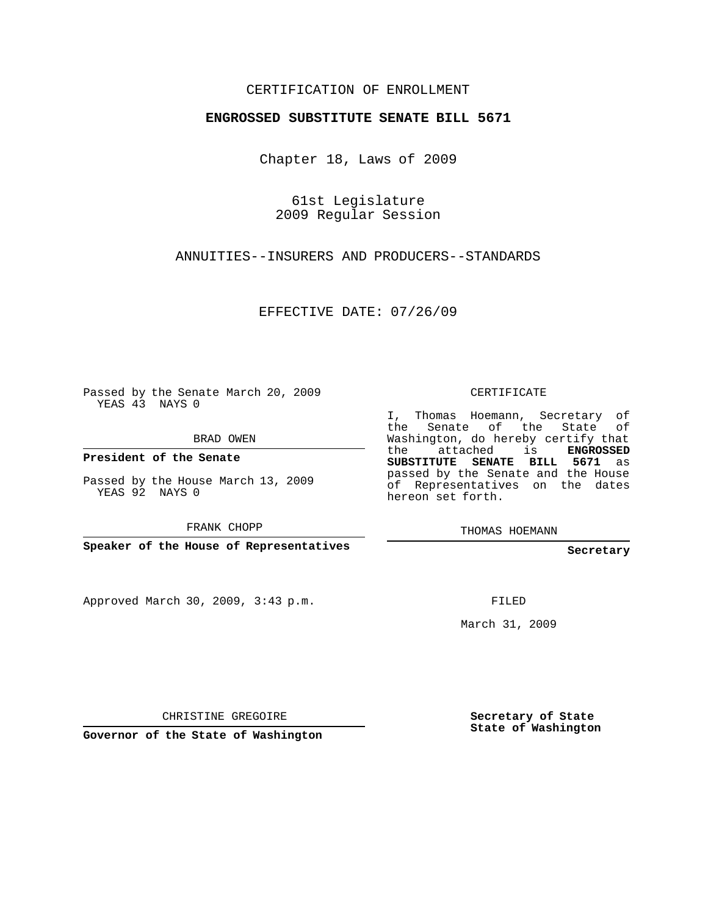CERTIFICATION OF ENROLLMENT

**ENGROSSED SUBSTITUTE SENATE BILL 5671**

Chapter 18, Laws of 2009

61st Legislature
2009 Regular Session

ANNUITIES--INSURERS AND PRODUCERS--STANDARDS

EFFECTIVE DATE: 07/26/09

Passed by the Senate March 20, 2009
YEAS 43 NAYS 0

BRAD OWEN

**President of the Senate**

Passed by the House March 13, 2009
YEAS 92 NAYS 0

FRANK CHOPP

**Speaker of the House of Representatives**

Approved March 30, 2009, 3:43 p.m.

CHRISTINE GREGOIRE

**Governor of the State of Washington**

CERTIFICATE

I, Thomas Hoemann, Secretary of the Senate of the State of Washington, do hereby certify that the attached is **ENGROSSED SUBSTITUTE SENATE BILL 5671** as passed by the Senate and the House of Representatives on the dates hereon set forth.

THOMAS HOEMANN

**Secretary**

FILED

March 31, 2009

**Secretary of State**
**State of Washington**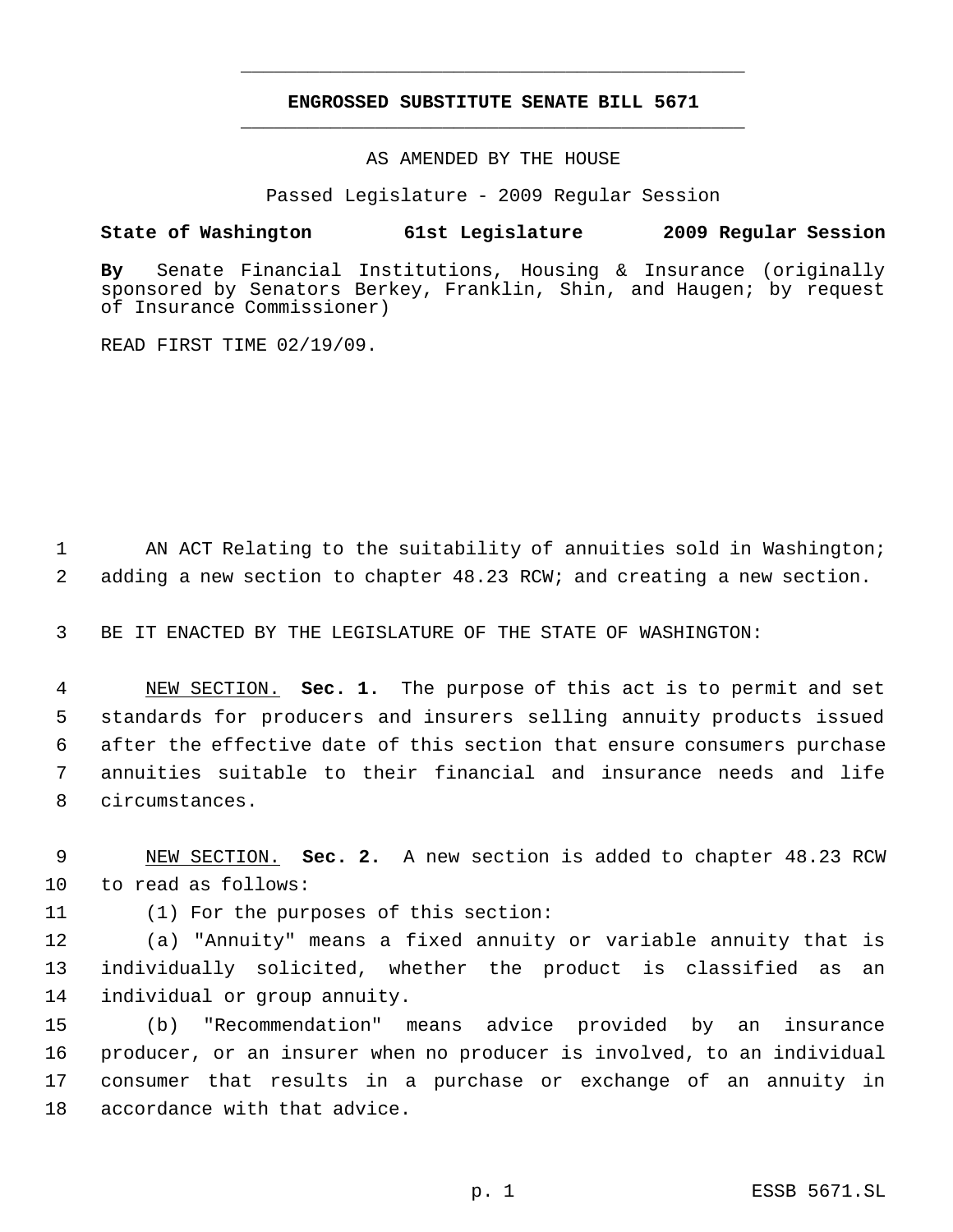# ENGROSSED SUBSTITUTE SENATE BILL 5671

AS AMENDED BY THE HOUSE

Passed Legislature - 2009 Regular Session

**State of Washington 61st Legislature 2009 Regular Session**

**By** Senate Financial Institutions, Housing & Insurance (originally sponsored by Senators Berkey, Franklin, Shin, and Haugen; by request of Insurance Commissioner)

READ FIRST TIME 02/19/09.

AN ACT Relating to the suitability of annuities sold in Washington; adding a new section to chapter 48.23 RCW; and creating a new section.

BE IT ENACTED BY THE LEGISLATURE OF THE STATE OF WASHINGTON:

NEW SECTION. **Sec. 1.** The purpose of this act is to permit and set standards for producers and insurers selling annuity products issued after the effective date of this section that ensure consumers purchase annuities suitable to their financial and insurance needs and life circumstances.

NEW SECTION. **Sec. 2.** A new section is added to chapter 48.23 RCW to read as follows:

(1) For the purposes of this section:

(a) "Annuity" means a fixed annuity or variable annuity that is individually solicited, whether the product is classified as an individual or group annuity.

(b) "Recommendation" means advice provided by an insurance producer, or an insurer when no producer is involved, to an individual consumer that results in a purchase or exchange of an annuity in accordance with that advice.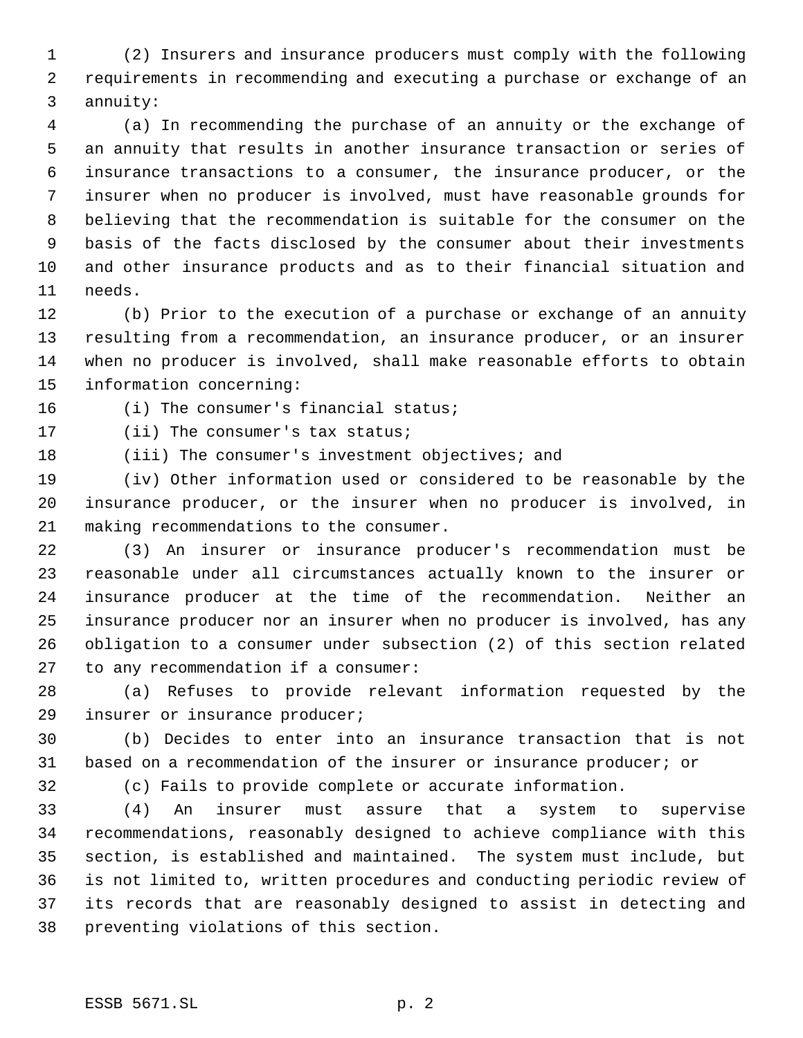(2) Insurers and insurance producers must comply with the following requirements in recommending and executing a purchase or exchange of an annuity:

(a) In recommending the purchase of an annuity or the exchange of an annuity that results in another insurance transaction or series of insurance transactions to a consumer, the insurance producer, or the insurer when no producer is involved, must have reasonable grounds for believing that the recommendation is suitable for the consumer on the basis of the facts disclosed by the consumer about their investments and other insurance products and as to their financial situation and needs.

(b) Prior to the execution of a purchase or exchange of an annuity resulting from a recommendation, an insurance producer, or an insurer when no producer is involved, shall make reasonable efforts to obtain information concerning:

(i) The consumer's financial status;

(ii) The consumer's tax status;

(iii) The consumer's investment objectives; and

(iv) Other information used or considered to be reasonable by the insurance producer, or the insurer when no producer is involved, in making recommendations to the consumer.

(3) An insurer or insurance producer's recommendation must be reasonable under all circumstances actually known to the insurer or insurance producer at the time of the recommendation. Neither an insurance producer nor an insurer when no producer is involved, has any obligation to a consumer under subsection (2) of this section related to any recommendation if a consumer:

(a) Refuses to provide relevant information requested by the insurer or insurance producer;

(b) Decides to enter into an insurance transaction that is not based on a recommendation of the insurer or insurance producer; or

(c) Fails to provide complete or accurate information.

(4) An insurer must assure that a system to supervise recommendations, reasonably designed to achieve compliance with this section, is established and maintained. The system must include, but is not limited to, written procedures and conducting periodic review of its records that are reasonably designed to assist in detecting and preventing violations of this section.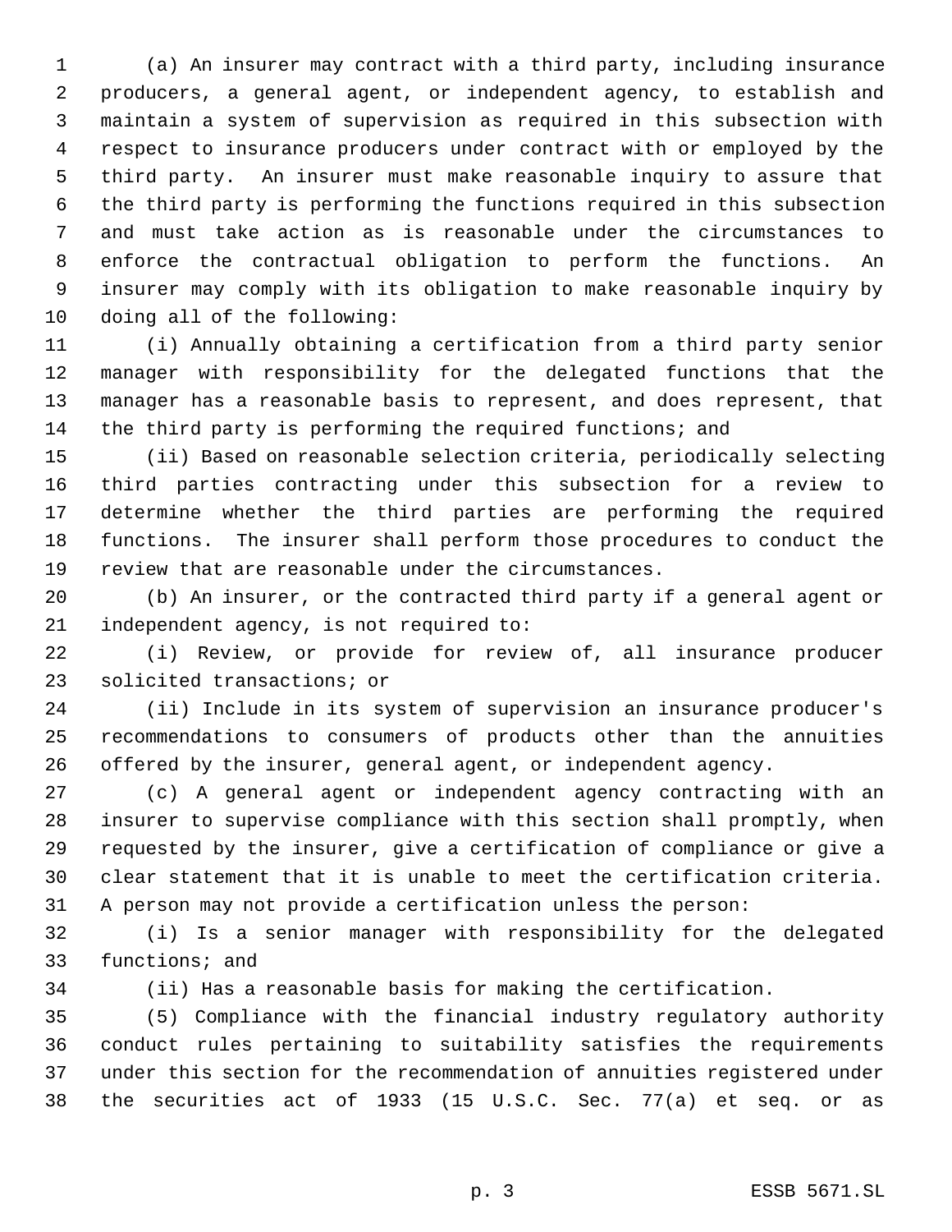(a) An insurer may contract with a third party, including insurance producers, a general agent, or independent agency, to establish and maintain a system of supervision as required in this subsection with respect to insurance producers under contract with or employed by the third party. An insurer must make reasonable inquiry to assure that the third party is performing the functions required in this subsection and must take action as is reasonable under the circumstances to enforce the contractual obligation to perform the functions. An insurer may comply with its obligation to make reasonable inquiry by doing all of the following:

(i) Annually obtaining a certification from a third party senior manager with responsibility for the delegated functions that the manager has a reasonable basis to represent, and does represent, that the third party is performing the required functions; and

(ii) Based on reasonable selection criteria, periodically selecting third parties contracting under this subsection for a review to determine whether the third parties are performing the required functions. The insurer shall perform those procedures to conduct the review that are reasonable under the circumstances.

(b) An insurer, or the contracted third party if a general agent or independent agency, is not required to:

(i) Review, or provide for review of, all insurance producer solicited transactions; or

(ii) Include in its system of supervision an insurance producer's recommendations to consumers of products other than the annuities offered by the insurer, general agent, or independent agency.

(c) A general agent or independent agency contracting with an insurer to supervise compliance with this section shall promptly, when requested by the insurer, give a certification of compliance or give a clear statement that it is unable to meet the certification criteria. A person may not provide a certification unless the person:

(i) Is a senior manager with responsibility for the delegated functions; and

(ii) Has a reasonable basis for making the certification.

(5) Compliance with the financial industry regulatory authority conduct rules pertaining to suitability satisfies the requirements under this section for the recommendation of annuities registered under the securities act of 1933 (15 U.S.C. Sec. 77(a) et seq. or as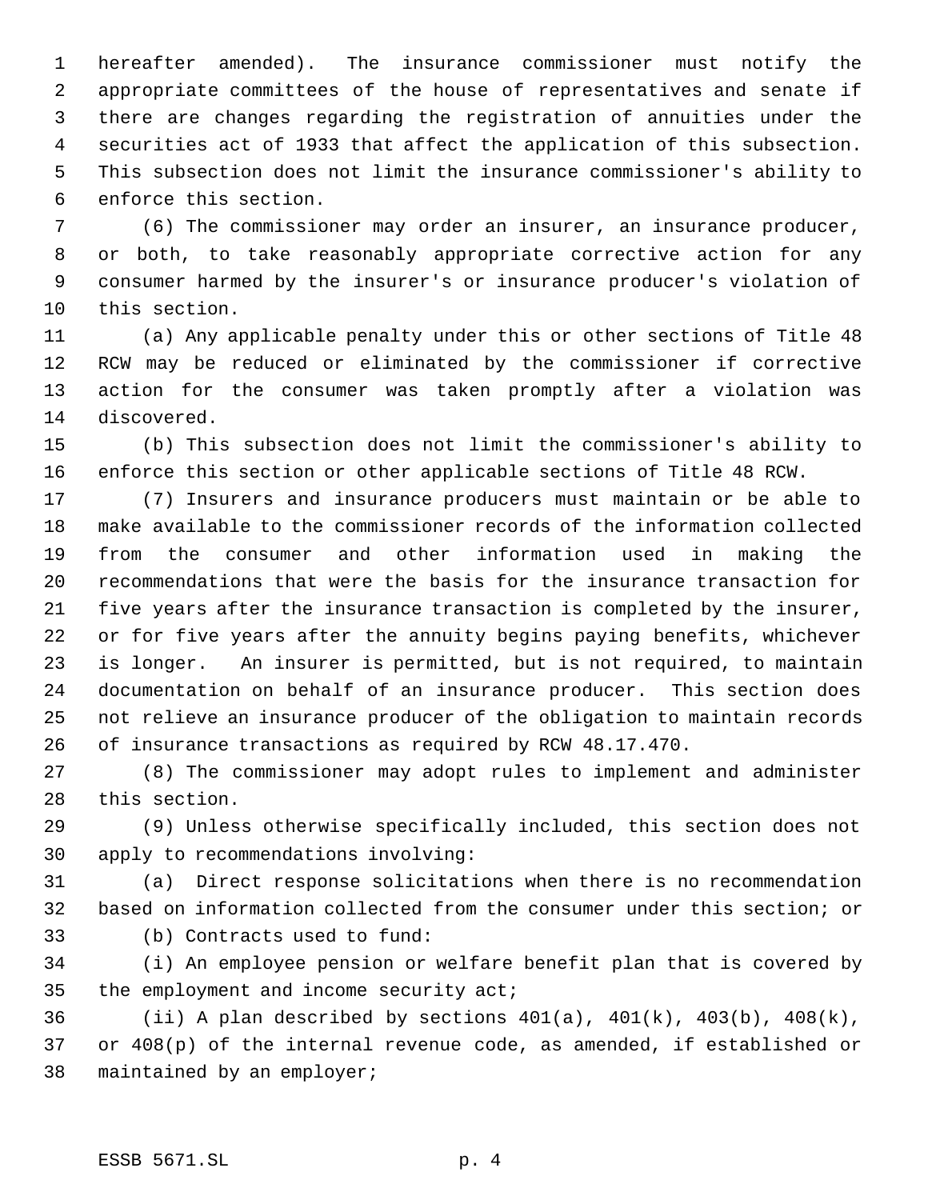hereafter amended). The insurance commissioner must notify the appropriate committees of the house of representatives and senate if there are changes regarding the registration of annuities under the securities act of 1933 that affect the application of this subsection. This subsection does not limit the insurance commissioner's ability to enforce this section.

(6) The commissioner may order an insurer, an insurance producer, or both, to take reasonably appropriate corrective action for any consumer harmed by the insurer's or insurance producer's violation of this section.

(a) Any applicable penalty under this or other sections of Title 48 RCW may be reduced or eliminated by the commissioner if corrective action for the consumer was taken promptly after a violation was discovered.

(b) This subsection does not limit the commissioner's ability to enforce this section or other applicable sections of Title 48 RCW.

(7) Insurers and insurance producers must maintain or be able to make available to the commissioner records of the information collected from the consumer and other information used in making the recommendations that were the basis for the insurance transaction for five years after the insurance transaction is completed by the insurer, or for five years after the annuity begins paying benefits, whichever is longer. An insurer is permitted, but is not required, to maintain documentation on behalf of an insurance producer. This section does not relieve an insurance producer of the obligation to maintain records of insurance transactions as required by RCW 48.17.470.

(8) The commissioner may adopt rules to implement and administer this section.

(9) Unless otherwise specifically included, this section does not apply to recommendations involving:

(a) Direct response solicitations when there is no recommendation based on information collected from the consumer under this section; or

(b) Contracts used to fund:

(i) An employee pension or welfare benefit plan that is covered by the employment and income security act;

(ii) A plan described by sections 401(a), 401(k), 403(b), 408(k), or 408(p) of the internal revenue code, as amended, if established or maintained by an employer;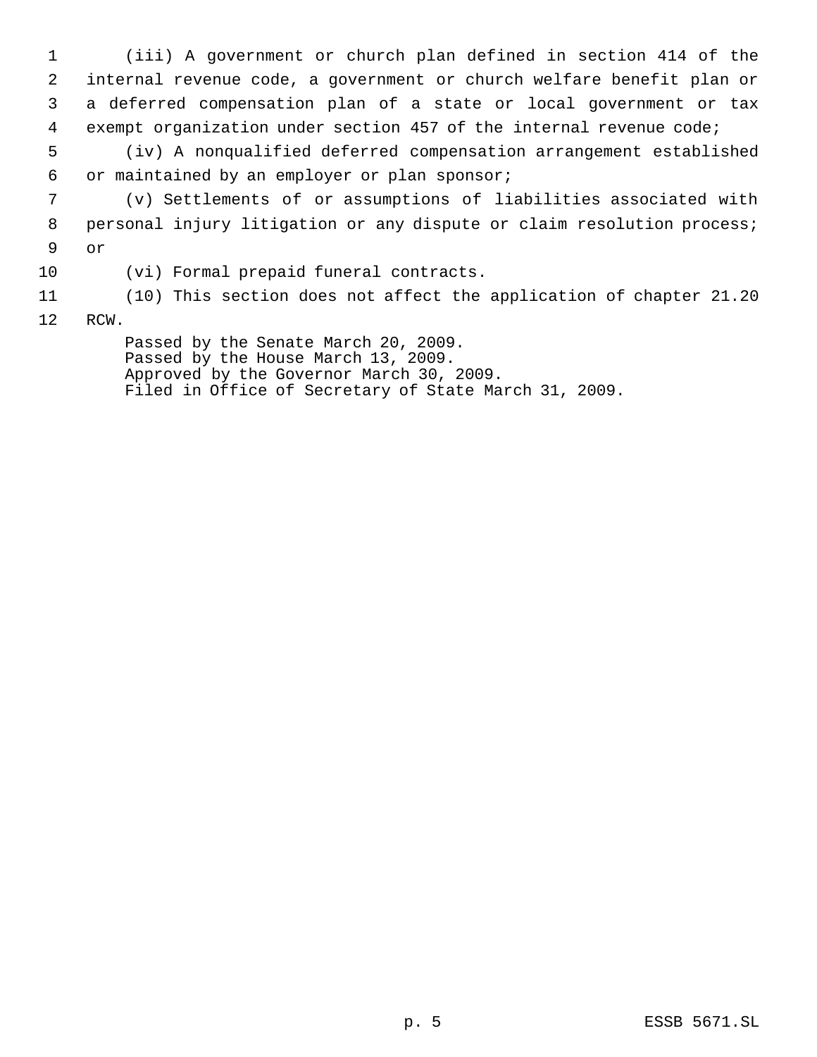(iii) A government or church plan defined in section 414 of the internal revenue code, a government or church welfare benefit plan or a deferred compensation plan of a state or local government or tax exempt organization under section 457 of the internal revenue code;

(iv) A nonqualified deferred compensation arrangement established or maintained by an employer or plan sponsor;

(v) Settlements of or assumptions of liabilities associated with personal injury litigation or any dispute or claim resolution process; or

(vi) Formal prepaid funeral contracts.

(10) This section does not affect the application of chapter 21.20 RCW.

Passed by the Senate March 20, 2009.
Passed by the House March 13, 2009.
Approved by the Governor March 30, 2009.
Filed in Office of Secretary of State March 31, 2009.